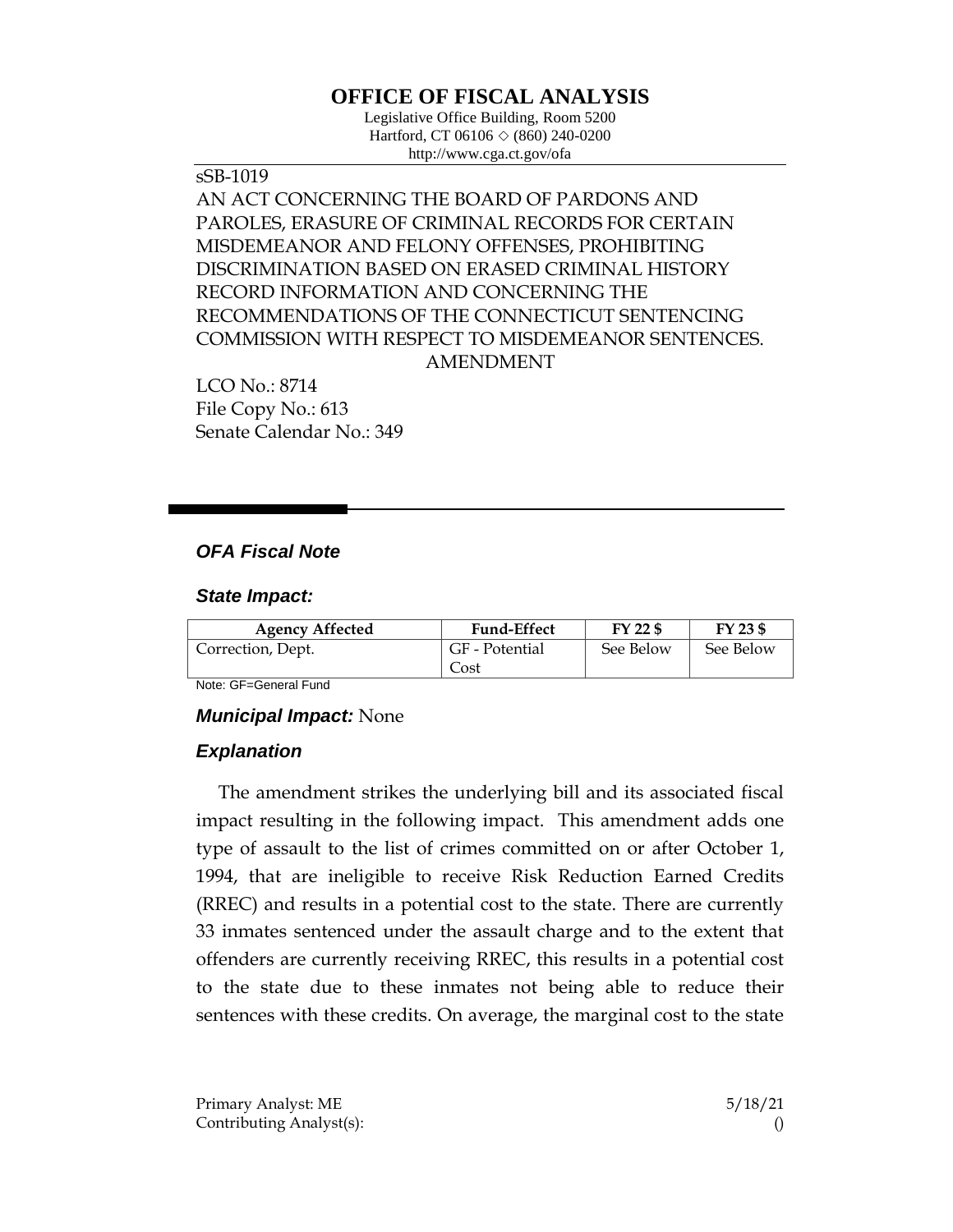# OFFICE OF FISCAL ANALYSIS

Legislative Office Building, Room 5200
Hartford, CT 06106 ◇ (860) 240-0200
http://www.cga.ct.gov/ofa

sSB-1019

AN ACT CONCERNING THE BOARD OF PARDONS AND PAROLES, ERASURE OF CRIMINAL RECORDS FOR CERTAIN MISDEMEANOR AND FELONY OFFENSES, PROHIBITING DISCRIMINATION BASED ON ERASED CRIMINAL HISTORY RECORD INFORMATION AND CONCERNING THE RECOMMENDATIONS OF THE CONNECTICUT SENTENCING COMMISSION WITH RESPECT TO MISDEMEANOR SENTENCES.

AMENDMENT

LCO No.: 8714
File Copy No.: 613
Senate Calendar No.: 349

## *OFA Fiscal Note*

### *State Impact:*

| Agency Affected | Fund-Effect | FY 22 $ | FY 23 $ |
|---|---|---|---|
| Correction, Dept. | GF - Potential Cost | See Below | See Below |

Note: GF=General Fund

### *Municipal Impact:* None

### *Explanation*

The amendment strikes the underlying bill and its associated fiscal impact resulting in the following impact. This amendment adds one type of assault to the list of crimes committed on or after October 1, 1994, that are ineligible to receive Risk Reduction Earned Credits (RREC) and results in a potential cost to the state. There are currently 33 inmates sentenced under the assault charge and to the extent that offenders are currently receiving RREC, this results in a potential cost to the state due to these inmates not being able to reduce their sentences with these credits. On average, the marginal cost to the state

Primary Analyst: ME
Contributing Analyst(s):

5/18/21
()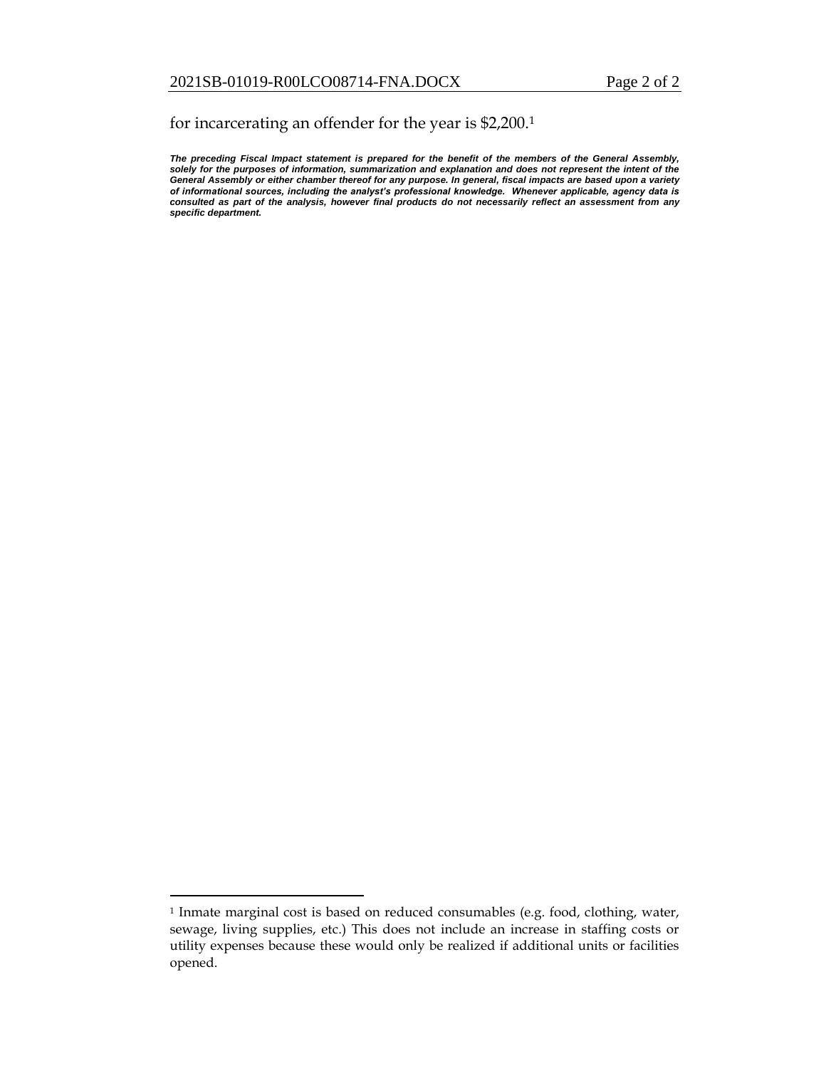for incarcerating an offender for the year is $2,200.[1]

***The preceding Fiscal Impact statement is prepared for the benefit of the members of the General Assembly, solely for the purposes of information, summarization and explanation and does not represent the intent of the General Assembly or either chamber thereof for any purpose. In general, fiscal impacts are based upon a variety of informational sources, including the analyst's professional knowledge. Whenever applicable, agency data is consulted as part of the analysis, however final products do not necessarily reflect an assessment from any specific department.***

[1] Inmate marginal cost is based on reduced consumables (e.g. food, clothing, water, sewage, living supplies, etc.) This does not include an increase in staffing costs or utility expenses because these would only be realized if additional units or facilities opened.